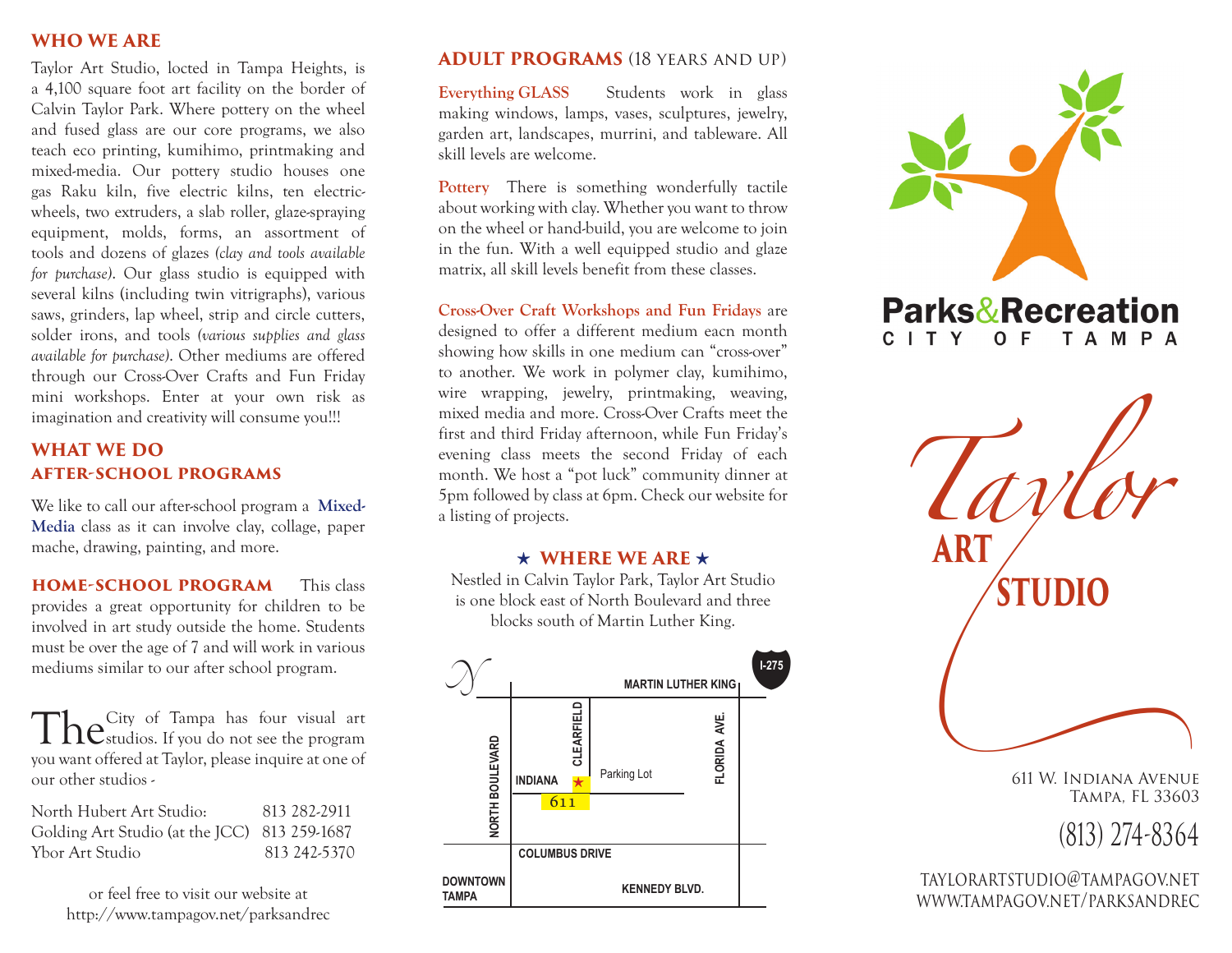## WHO WE ARE

Taylor Art Studio, locted in Tampa Heights, is a 4,100 square foot art facility on the border of Calvin Taylor Park. Where pottery on the wheel and fused glass are our core programs, we also teach eco printing, kumihimo, printmaking and mixed-media. Our pottery studio houses one gas Raku kiln, five electric kilns, ten electric-wheels, two extruders, a slab roller, glaze-spraying equipment, molds, forms, an assortment of tools and dozens of glazes *(clay and tools available for purchase)*. Our glass studio is equipped with several kilns (including twin vitrigraphs), various saws, grinders, lap wheel, strip and circle cutters, solder irons, and tools *(various supplies and glass available for purchase)*. Other mediums are offered through our Cross-Over Crafts and Fun Friday mini workshops. Enter at your own risk as imagination and creativity will consume you!!!

## WHAT WE DO

## AFTER-SCHOOL PROGRAMS

We like to call our after-school program a **Mixed-Media** class as it can involve clay, collage, paper mache, drawing, painting, and more.

**HOME-SCHOOL PROGRAM** This class provides a great opportunity for children to be involved in art study outside the home. Students must be over the age of 7 and will work in various mediums similar to our after school program.

The City of Tampa has four visual art studios. If you do not see the program you want offered at Taylor, please inquire at one of our other studios -

| | |
|---|---|
| North Hubert Art Studio: | 813 282-2911 |
| Golding Art Studio (at the JCC) | 813 259-1687 |
| Ybor Art Studio | 813 242-5370 |

or feel free to visit our website at
http://www.tampagov.net/parksandrec

## ADULT PROGRAMS (18 YEARS AND UP)

**Everything GLASS** Students work in glass making windows, lamps, vases, sculptures, jewelry, garden art, landscapes, murrini, and tableware. All skill levels are welcome.

**Pottery** There is something wonderfully tactile about working with clay. Whether you want to throw on the wheel or hand-build, you are welcome to join in the fun. With a well equipped studio and glaze matrix, all skill levels benefit from these classes.

**Cross-Over Craft Workshops and Fun Fridays** are designed to offer a different medium eacn month showing how skills in one medium can "cross-over" to another. We work in polymer clay, kumihimo, wire wrapping, jewelry, printmaking, weaving, mixed media and more. Cross-Over Crafts meet the first and third Friday afternoon, while Fun Friday's evening class meets the second Friday of each month. We host a "pot luck" community dinner at 5pm followed by class at 6pm. Check our website for a listing of projects.

## ★ WHERE WE ARE ★

Nestled in Calvin Taylor Park, Taylor Art Studio is one block east of North Boulevard and three blocks south of Martin Luther King.

MARTIN LUTHER KING | I-275 | NORTH BOULEVARD | CLEARFIELD | FLORIDA AVE. | INDIANA | 611 | Parking Lot | COLUMBUS DRIVE | DOWNTOWN TAMPA | KENNEDY BLVD.

Parks&Recreation
CITY OF TAMPA

# Taylor ART STUDIO

611 W. Indiana Avenue
Tampa, FL 33603

(813) 274-8364

TAYLORARTSTUDIO@TAMPAGOV.NET
WWW.TAMPAGOV.NET/PARKSANDREC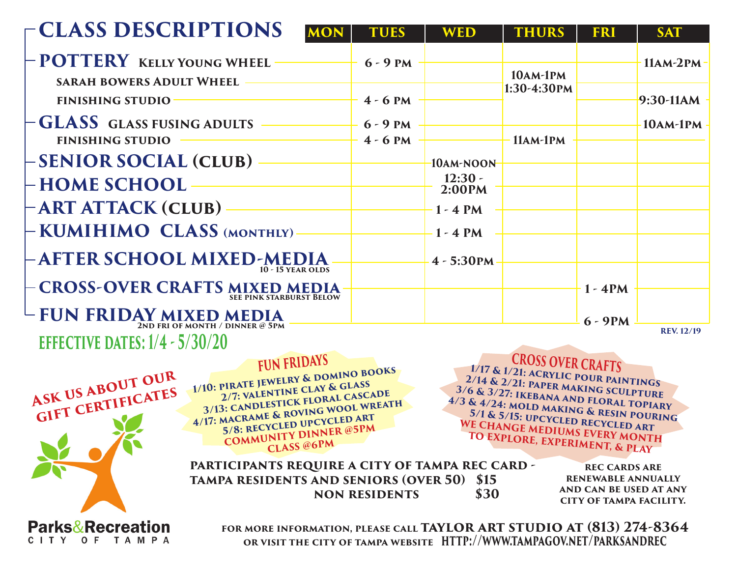# CLASS DESCRIPTIONS

| CLASS | MON | TUES | WED | THURS | FRI | SAT |
|---|---|---|---|---|---|---|
| **POTTERY** Kelly Young Wheel | | 6 - 9 PM | | 10AM-1PM 1:30-4:30PM | | 11AM-2PM |
| Sarah Bowers Adult Wheel | | | | | | |
| Finishing Studio | | 4 - 6 PM | | | | 9:30-11AM |
| **GLASS** Glass Fusing Adults | | 6 - 9 PM | | | | 10AM-1PM |
| Finishing Studio | | 4 - 6 PM | | 11AM-1PM | | |
| **SENIOR SOCIAL (CLUB)** | | | 10AM-NOON | | | |
| **HOME SCHOOL** | | | 12:30 - 2:00PM | | | |
| **ART ATTACK (CLUB)** | | | 1 - 4 PM | | | |
| **KUMIHIMO CLASS (MONTHLY)** | | | 1 - 4 PM | | | |
| **AFTER SCHOOL MIXED-MEDIA** 10 - 15 year olds | | | 4 - 5:30PM | | | |
| **CROSS-OVER CRAFTS MIXED MEDIA** see pink starburst below | | | | | 1 - 4PM | |
| **FUN FRIDAY MIXED MEDIA** 2nd Fri of month / dinner @ 5pm | | | | | 6 - 9PM | |

REV. 12/19

**EFFECTIVE DATES: 1/4 - 5/30/20**

**ASK US ABOUT OUR GIFT CERTIFICATES**

## FUN FRIDAYS

- 1/10: Pirate Jewelry & Domino Books
- 2/7: Valentine Clay & Glass
- 3/13: Candlestick Floral Cascade
- 4/17: Macrame & Roving Wool Wreath
- 5/8: Recycled Upcycled Art

Community Dinner @5PM
Class @6PM

## CROSS OVER CRAFTS

- 1/17 & 1/21: Acrylic Pour Paintings
- 2/14 & 2/21: Paper Making Sculpture
- 3/6 & 3/27: Ikebana and Floral Topiary
- 4/3 & 4/24: Mold Making & Resin Pouring
- 5/1 & 5/15: Upcycled Recycled Art

We change mediums every month to explore, experiment, & play

**Participants require a City of Tampa Rec Card -**

| | |
|---|---|
| Tampa residents and seniors (over 50) | $15 |
| Non residents | $30 |

Rec cards are renewable annually and can be used at any City of Tampa facility.

Parks&Recreation
CITY OF TAMPA

For more information, please call **TAYLOR ART STUDIO AT (813) 274-8364**
or visit the City of Tampa website **HTTP://WWW.TAMPAGOV.NET/PARKSANDREC**